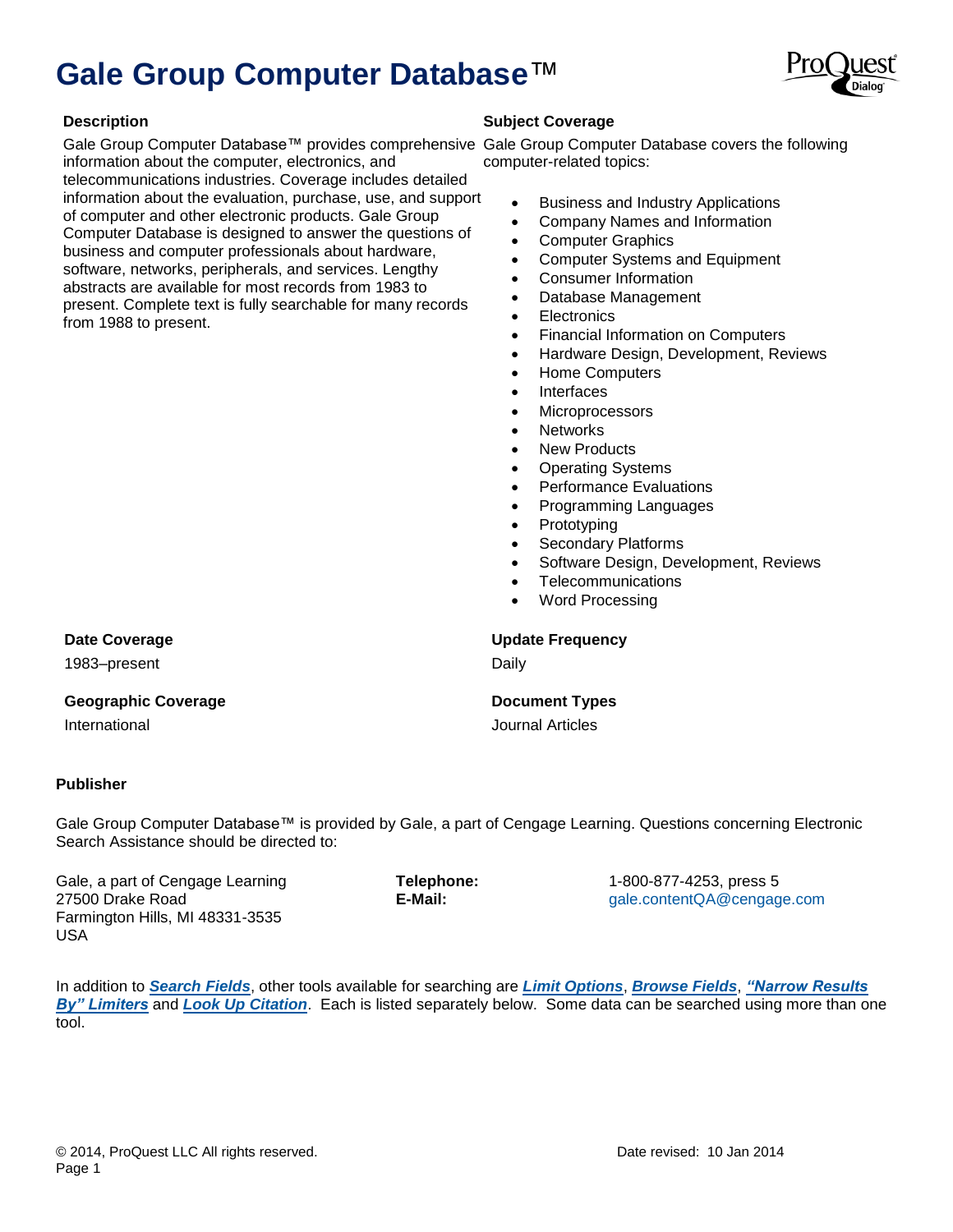# Gale Group Computer Database™

## Description

Gale Group Computer Database™ provides comprehensive information about the computer, electronics, and telecommunications industries. Coverage includes detailed information about the evaluation, purchase, use, and support of computer and other electronic products. Gale Group Computer Database is designed to answer the questions of business and computer professionals about hardware, software, networks, peripherals, and services. Lengthy abstracts are available for most records from 1983 to present. Complete text is fully searchable for many records from 1988 to present.

## Subject Coverage

Gale Group Computer Database covers the following computer-related topics:

- Business and Industry Applications
- Company Names and Information
- Computer Graphics
- Computer Systems and Equipment
- Consumer Information
- Database Management
- Electronics
- Financial Information on Computers
- Hardware Design, Development, Reviews
- Home Computers
- Interfaces
- Microprocessors
- Networks
- New Products
- Operating Systems
- Performance Evaluations
- Programming Languages
- Prototyping
- Secondary Platforms
- Software Design, Development, Reviews
- Telecommunications
- Word Processing

## Date Coverage

1983–present

## Update Frequency

Daily

## Geographic Coverage

International

## Document Types

Journal Articles

## Publisher

Gale Group Computer Database™ is provided by Gale, a part of Cengage Learning. Questions concerning Electronic Search Assistance should be directed to:

Gale, a part of Cengage Learning
27500 Drake Road
Farmington Hills, MI 48331-3535
USA

**Telephone:** 1-800-877-4253, press 5
**E-Mail:** gale.contentQA@cengage.com

In addition to ***Search Fields***, other tools available for searching are ***Limit Options***, ***Browse Fields***, ***"Narrow Results By" Limiters*** and ***Look Up Citation***. Each is listed separately below. Some data can be searched using more than one tool.

© 2014, ProQuest LLC All rights reserved. Date revised: 10 Jan 2014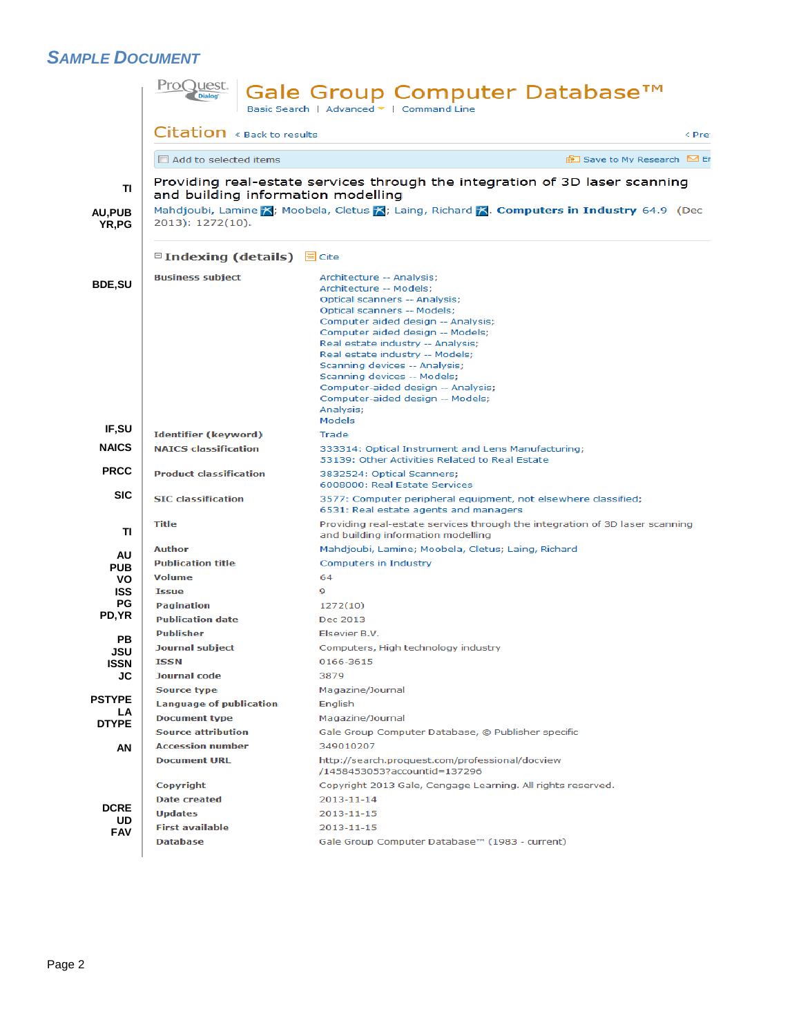## *Sample Document*

ProQuest Dialog

# Gale Group Computer Database™

Basic Search | Advanced | Command Line

## Citation

« Back to results < Pre

Add to selected items Save to My Research

**TI** Providing real-estate services through the integration of 3D laser scanning and building information modelling

**AU,PUB YR,PG** Mahdjoubi, Lamine; Moobela, Cletus; Laing, Richard. **Computers in Industry** 64.9 (Dec 2013): 1272(10).

### Indexing (details) Cite

| | | |
|---|---|---|
| BDE,SU | Business subject | Architecture -- Analysis; Architecture -- Models; Optical scanners -- Analysis; Optical scanners -- Models; Computer aided design -- Analysis; Computer aided design -- Models; Real estate industry -- Analysis; Real estate industry -- Models; Scanning devices -- Analysis; Scanning devices -- Models; Computer-aided design -- Analysis; Computer-aided design -- Models; Analysis; Models |
| IF,SU | Identifier (keyword) | Trade |
| NAICS | NAICS classification | 333314: Optical Instrument and Lens Manufacturing; 53139: Other Activities Related to Real Estate |
| PRCC | Product classification | 3832524: Optical Scanners; 6008000: Real Estate Services |
| SIC | SIC classification | 3577: Computer peripheral equipment, not elsewhere classified; 6531: Real estate agents and managers |
| TI | Title | Providing real-estate services through the integration of 3D laser scanning and building information modelling |
| AU | Author | Mahdjoubi, Lamine; Moobela, Cletus; Laing, Richard |
| PUB | Publication title | Computers in Industry |
| VO | Volume | 64 |
| ISS | Issue | 9 |
| PG | Pagination | 1272(10) |
| PD,YR | Publication date | Dec 2013 |
| PB | Publisher | Elsevier B.V. |
| JSU | Journal subject | Computers, High technology industry |
| ISSN | ISSN | 0166-3615 |
| JC | Journal code | 3879 |
| PSTYPE | Source type | Magazine/Journal |
| LA | Language of publication | English |
| DTYPE | Document type | Magazine/Journal |
| | Source attribution | Gale Group Computer Database, © Publisher specific |
| AN | Accession number | 349010207 |
| | Document URL | http://search.proquest.com/professional/docview/1458453053?accountid=137296 |
| | Copyright | Copyright 2013 Gale, Cengage Learning. All rights reserved. |
| DCRE | Date created | 2013-11-14 |
| UD | Updates | 2013-11-15 |
| FAV | First available | 2013-11-15 |
| | Database | Gale Group Computer Database™ (1983 - current) |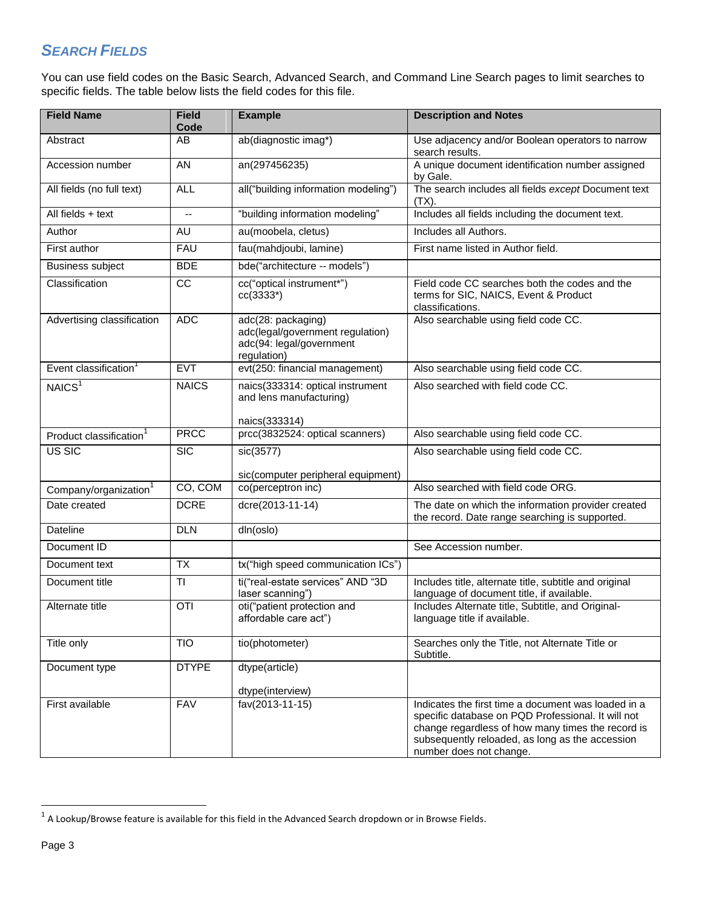## *Search Fields*

You can use field codes on the Basic Search, Advanced Search, and Command Line Search pages to limit searches to specific fields. The table below lists the field codes for this file.

| Field Name | Field Code | Example | Description and Notes |
|---|---|---|---|
| Abstract | AB | ab(diagnostic imag*) | Use adjacency and/or Boolean operators to narrow search results. |
| Accession number | AN | an(297456235) | A unique document identification number assigned by Gale. |
| All fields (no full text) | ALL | all("building information modeling") | The search includes all fields *except* Document text (TX). |
| All fields + text | -- | "building information modeling" | Includes all fields including the document text. |
| Author | AU | au(moobela, cletus) | Includes all Authors. |
| First author | FAU | fau(mahdjoubi, lamine) | First name listed in Author field. |
| Business subject | BDE | bde("architecture -- models") | |
| Classification | CC | cc("optical instrument*")<br>cc(3333*) | Field code CC searches both the codes and the terms for SIC, NAICS, Event & Product classifications. |
| Advertising classification | ADC | adc(28: packaging)<br>adc(legal/government regulation)<br>adc(94: legal/government regulation) | Also searchable using field code CC. |
| Event classification[1] | EVT | evt(250: financial management) | Also searchable using field code CC. |
| NAICS[1] | NAICS | naics(333314: optical instrument and lens manufacturing)<br><br>naics(333314) | Also searched with field code CC. |
| Product classification[1] | PRCC | prcc(3832524: optical scanners) | Also searchable using field code CC. |
| US SIC | SIC | sic(3577)<br><br>sic(computer peripheral equipment) | Also searchable using field code CC. |
| Company/organization[1] | CO, COM | co(perceptron inc) | Also searched with field code ORG. |
| Date created | DCRE | dcre(2013-11-14) | The date on which the information provider created the record. Date range searching is supported. |
| Dateline | DLN | dln(oslo) | |
| Document ID | | | See Accession number. |
| Document text | TX | tx("high speed communication ICs") | |
| Document title | TI | ti("real-estate services" AND "3D laser scanning") | Includes title, alternate title, subtitle and original language of document title, if available. |
| Alternate title | OTI | oti("patient protection and affordable care act") | Includes Alternate title, Subtitle, and Original-language title if available. |
| Title only | TIO | tio(photometer) | Searches only the Title, not Alternate Title or Subtitle. |
| Document type | DTYPE | dtype(article)<br><br>dtype(interview) | |
| First available | FAV | fav(2013-11-15) | Indicates the first time a document was loaded in a specific database on PQD Professional. It will not change regardless of how many times the record is subsequently reloaded, as long as the accession number does not change. |

[1] A Lookup/Browse feature is available for this field in the Advanced Search dropdown or in Browse Fields.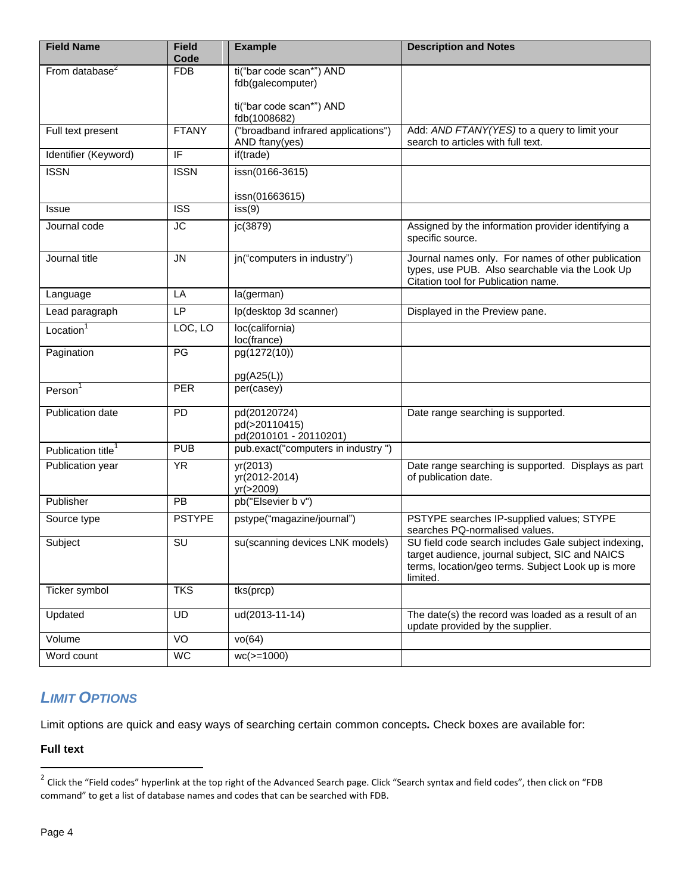| Field Name | Field Code | Example | Description and Notes |
|---|---|---|---|
| From database[2] | FDB | ti("bar code scan*") AND fdb(galecomputer)<br><br>ti("bar code scan*") AND fdb(1008682) | |
| Full text present | FTANY | ("broadband infrared applications") AND ftany(yes) | Add: *AND FTANY(YES)* to a query to limit your search to articles with full text. |
| Identifier (Keyword) | IF | if(trade) | |
| ISSN | ISSN | issn(0166-3615)<br><br>issn(01663615) | |
| Issue | ISS | iss(9) | |
| Journal code | JC | jc(3879) | Assigned by the information provider identifying a specific source. |
| Journal title | JN | jn("computers in industry") | Journal names only. For names of other publication types, use PUB. Also searchable via the Look Up Citation tool for Publication name. |
| Language | LA | la(german) | |
| Lead paragraph | LP | lp(desktop 3d scanner) | Displayed in the Preview pane. |
| Location[1] | LOC, LO | loc(california)<br>loc(france) | |
| Pagination | PG | pg(1272(10))<br><br>pg(A25(L)) | |
| Person[1] | PER | per(casey) | |
| Publication date | PD | pd(20120724)<br>pd(>20110415)<br>pd(20101010 - 20110201) | Date range searching is supported. |
| Publication title[1] | PUB | pub.exact("computers in industry ") | |
| Publication year | YR | yr(2013)<br>yr(2012-2014)<br>yr(>2009) | Date range searching is supported. Displays as part of publication date. |
| Publisher | PB | pb("Elsevier b v") | |
| Source type | PSTYPE | pstype("magazine/journal") | PSTYPE searches IP-supplied values; STYPE searches PQ-normalised values. |
| Subject | SU | su(scanning devices LNK models) | SU field code search includes Gale subject indexing, target audience, journal subject, SIC and NAICS terms, location/geo terms. Subject Look up is more limited. |
| Ticker symbol | TKS | tks(prcp) | |
| Updated | UD | ud(2013-11-14) | The date(s) the record was loaded as a result of an update provided by the supplier. |
| Volume | VO | vo(64) | |
| Word count | WC | wc(>=1000) | |

## *Limit Options*

Limit options are quick and easy ways of searching certain common concepts**.** Check boxes are available for:

**Full text**

[2] Click the "Field codes" hyperlink at the top right of the Advanced Search page. Click "Search syntax and field codes", then click on "FDB command" to get a list of database names and codes that can be searched with FDB.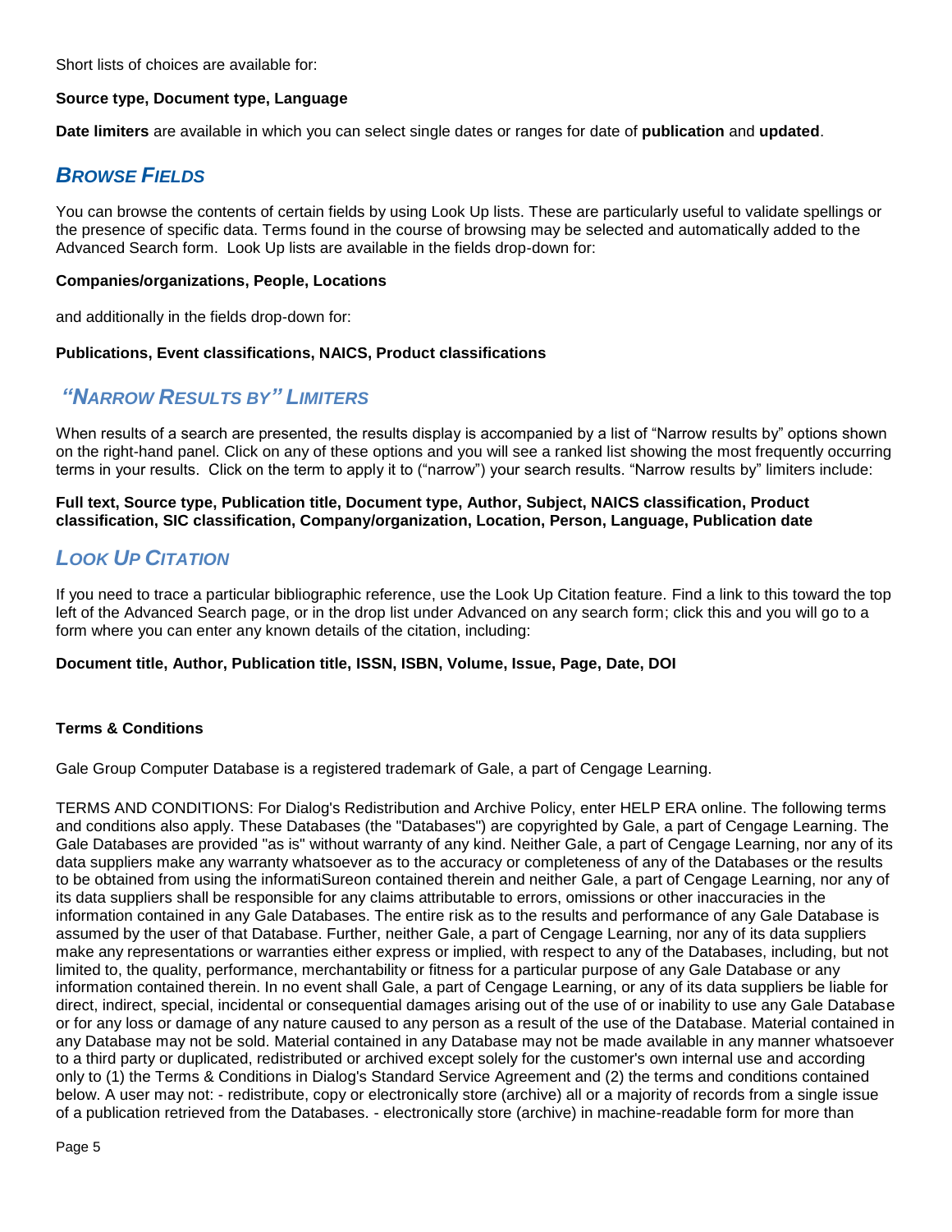Short lists of choices are available for:

**Source type, Document type, Language**

**Date limiters** are available in which you can select single dates or ranges for date of **publication** and **updated**.

## *BROWSE FIELDS*

You can browse the contents of certain fields by using Look Up lists. These are particularly useful to validate spellings or the presence of specific data. Terms found in the course of browsing may be selected and automatically added to the Advanced Search form. Look Up lists are available in the fields drop-down for:

**Companies/organizations, People, Locations**

and additionally in the fields drop-down for:

**Publications, Event classifications, NAICS, Product classifications**

## *"NARROW RESULTS BY" LIMITERS*

When results of a search are presented, the results display is accompanied by a list of "Narrow results by" options shown on the right-hand panel. Click on any of these options and you will see a ranked list showing the most frequently occurring terms in your results. Click on the term to apply it to ("narrow") your search results. "Narrow results by" limiters include:

**Full text, Source type, Publication title, Document type, Author, Subject, NAICS classification, Product classification, SIC classification, Company/organization, Location, Person, Language, Publication date**

## *LOOK UP CITATION*

If you need to trace a particular bibliographic reference, use the Look Up Citation feature. Find a link to this toward the top left of the Advanced Search page, or in the drop list under Advanced on any search form; click this and you will go to a form where you can enter any known details of the citation, including:

**Document title, Author, Publication title, ISSN, ISBN, Volume, Issue, Page, Date, DOI**

**Terms & Conditions**

Gale Group Computer Database is a registered trademark of Gale, a part of Cengage Learning.

TERMS AND CONDITIONS: For Dialog's Redistribution and Archive Policy, enter HELP ERA online. The following terms and conditions also apply. These Databases (the "Databases") are copyrighted by Gale, a part of Cengage Learning. The Gale Databases are provided "as is" without warranty of any kind. Neither Gale, a part of Cengage Learning, nor any of its data suppliers make any warranty whatsoever as to the accuracy or completeness of any of the Databases or the results to be obtained from using the informatiSureon contained therein and neither Gale, a part of Cengage Learning, nor any of its data suppliers shall be responsible for any claims attributable to errors, omissions or other inaccuracies in the information contained in any Gale Databases. The entire risk as to the results and performance of any Gale Database is assumed by the user of that Database. Further, neither Gale, a part of Cengage Learning, nor any of its data suppliers make any representations or warranties either express or implied, with respect to any of the Databases, including, but not limited to, the quality, performance, merchantability or fitness for a particular purpose of any Gale Database or any information contained therein. In no event shall Gale, a part of Cengage Learning, or any of its data suppliers be liable for direct, indirect, special, incidental or consequential damages arising out of the use of or inability to use any Gale Database or for any loss or damage of any nature caused to any person as a result of the use of the Database. Material contained in any Database may not be sold. Material contained in any Database may not be made available in any manner whatsoever to a third party or duplicated, redistributed or archived except solely for the customer's own internal use and according only to (1) the Terms & Conditions in Dialog's Standard Service Agreement and (2) the terms and conditions contained below. A user may not: - redistribute, copy or electronically store (archive) all or a majority of records from a single issue of a publication retrieved from the Databases. - electronically store (archive) in machine-readable form for more than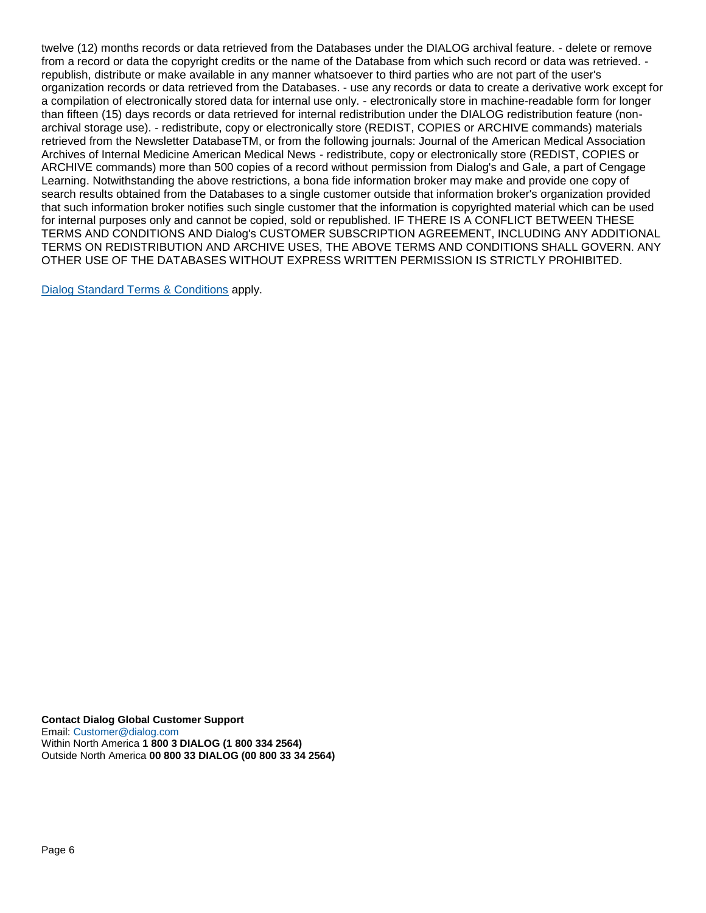twelve (12) months records or data retrieved from the Databases under the DIALOG archival feature. - delete or remove from a record or data the copyright credits or the name of the Database from which such record or data was retrieved. - republish, distribute or make available in any manner whatsoever to third parties who are not part of the user's organization records or data retrieved from the Databases. - use any records or data to create a derivative work except for a compilation of electronically stored data for internal use only. - electronically store in machine-readable form for longer than fifteen (15) days records or data retrieved for internal redistribution under the DIALOG redistribution feature (non-archival storage use). - redistribute, copy or electronically store (REDIST, COPIES or ARCHIVE commands) materials retrieved from the Newsletter DatabaseTM, or from the following journals: Journal of the American Medical Association Archives of Internal Medicine American Medical News - redistribute, copy or electronically store (REDIST, COPIES or ARCHIVE commands) more than 500 copies of a record without permission from Dialog's and Gale, a part of Cengage Learning. Notwithstanding the above restrictions, a bona fide information broker may make and provide one copy of search results obtained from the Databases to a single customer outside that information broker's organization provided that such information broker notifies such single customer that the information is copyrighted material which can be used for internal purposes only and cannot be copied, sold or republished. IF THERE IS A CONFLICT BETWEEN THESE TERMS AND CONDITIONS AND Dialog's CUSTOMER SUBSCRIPTION AGREEMENT, INCLUDING ANY ADDITIONAL TERMS ON REDISTRIBUTION AND ARCHIVE USES, THE ABOVE TERMS AND CONDITIONS SHALL GOVERN. ANY OTHER USE OF THE DATABASES WITHOUT EXPRESS WRITTEN PERMISSION IS STRICTLY PROHIBITED.

Dialog Standard Terms & Conditions apply.

**Contact Dialog Global Customer Support**
Email: Customer@dialog.com
Within North America **1 800 3 DIALOG (1 800 334 2564)**
Outside North America **00 800 33 DIALOG (00 800 33 34 2564)**